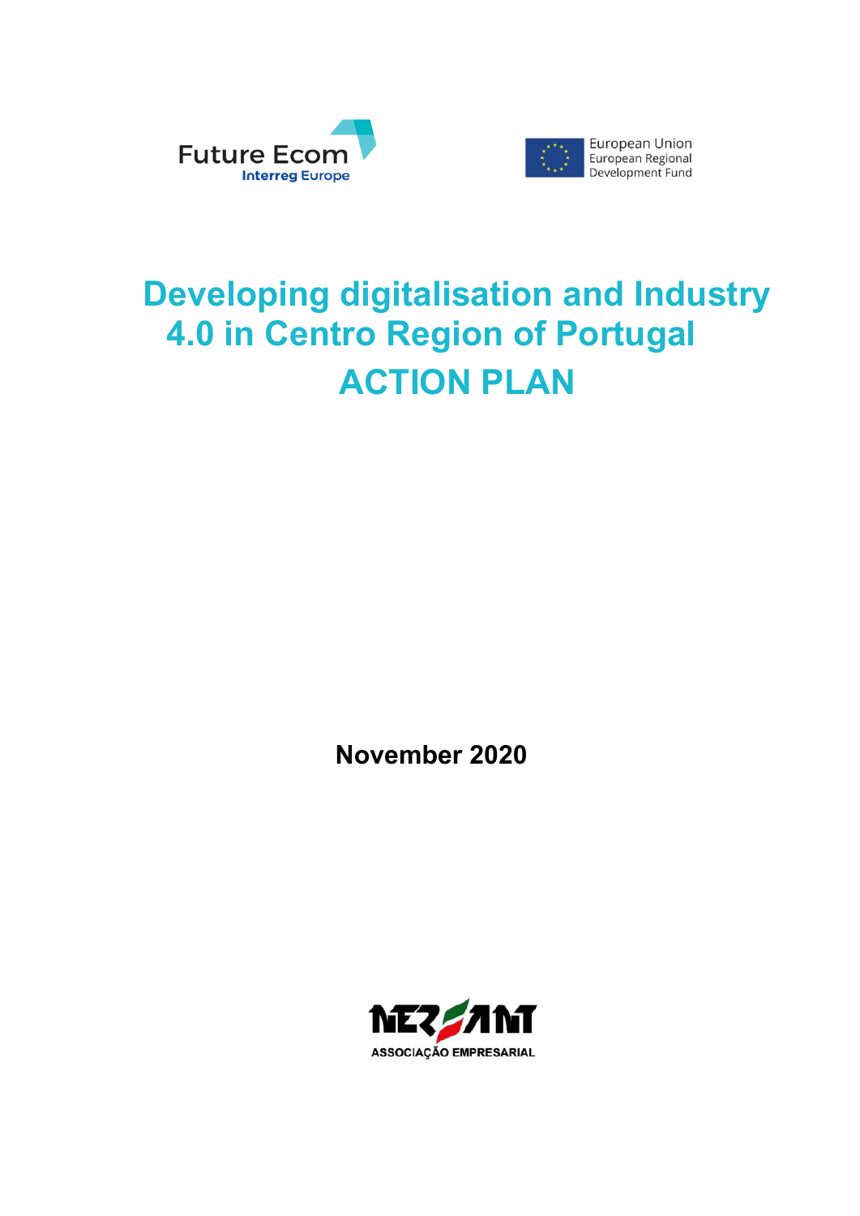Future Ecom
Interreg Europe

European Union
European Regional
Development Fund

# Developing digitalisation and Industry 4.0 in Centro Region of Portugal

# ACTION PLAN

**November 2020**

NERSANT
ASSOCIAÇÃO EMPRESARIAL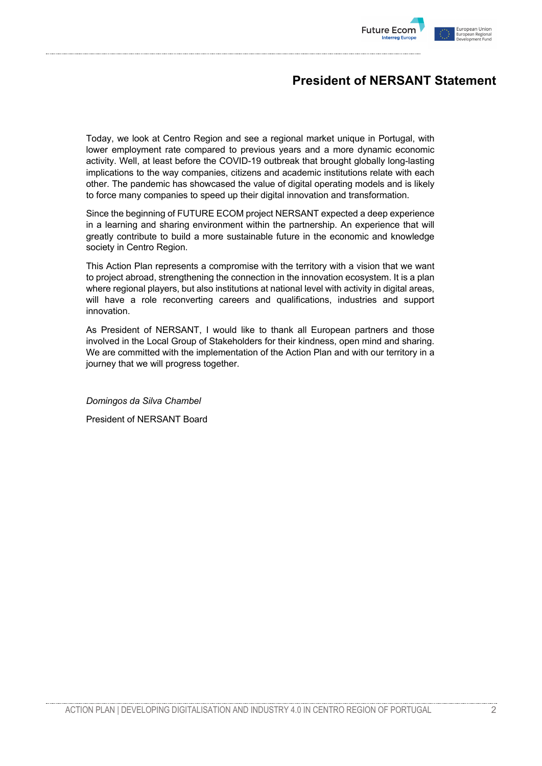# President of NERSANT Statement

Today, we look at Centro Region and see a regional market unique in Portugal, with lower employment rate compared to previous years and a more dynamic economic activity. Well, at least before the COVID-19 outbreak that brought globally long-lasting implications to the way companies, citizens and academic institutions relate with each other. The pandemic has showcased the value of digital operating models and is likely to force many companies to speed up their digital innovation and transformation.

Since the beginning of FUTURE ECOM project NERSANT expected a deep experience in a learning and sharing environment within the partnership. An experience that will greatly contribute to build a more sustainable future in the economic and knowledge society in Centro Region.

This Action Plan represents a compromise with the territory with a vision that we want to project abroad, strengthening the connection in the innovation ecosystem. It is a plan where regional players, but also institutions at national level with activity in digital areas, will have a role reconverting careers and qualifications, industries and support innovation.

As President of NERSANT, I would like to thank all European partners and those involved in the Local Group of Stakeholders for their kindness, open mind and sharing. We are committed with the implementation of the Action Plan and with our territory in a journey that we will progress together.

*Domingos da Silva Chambel*

President of NERSANT Board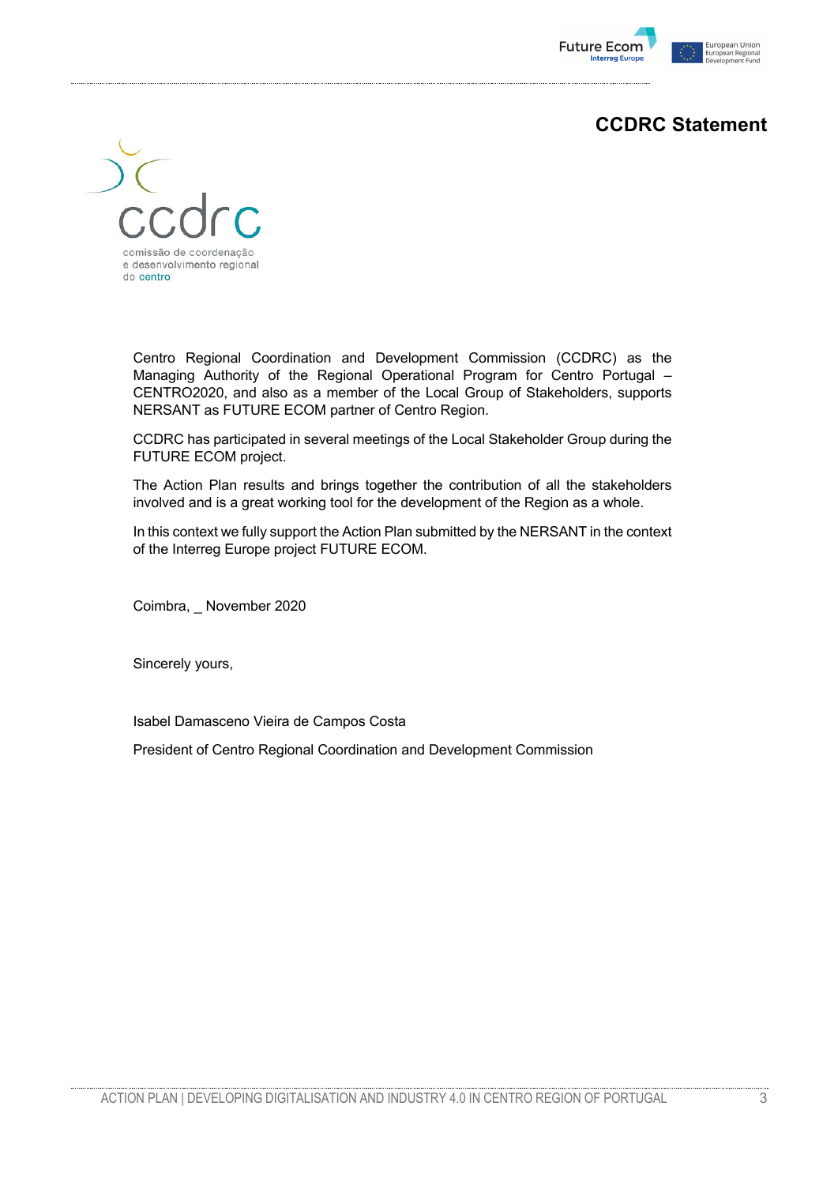# CCDRC Statement

Centro Regional Coordination and Development Commission (CCDRC) as the Managing Authority of the Regional Operational Program for Centro Portugal – CENTRO2020, and also as a member of the Local Group of Stakeholders, supports NERSANT as FUTURE ECOM partner of Centro Region.

CCDRC has participated in several meetings of the Local Stakeholder Group during the FUTURE ECOM project.

The Action Plan results and brings together the contribution of all the stakeholders involved and is a great working tool for the development of the Region as a whole.

In this context we fully support the Action Plan submitted by the NERSANT in the context of the Interreg Europe project FUTURE ECOM.

Coimbra, _ November 2020

Sincerely yours,

Isabel Damasceno Vieira de Campos Costa

President of Centro Regional Coordination and Development Commission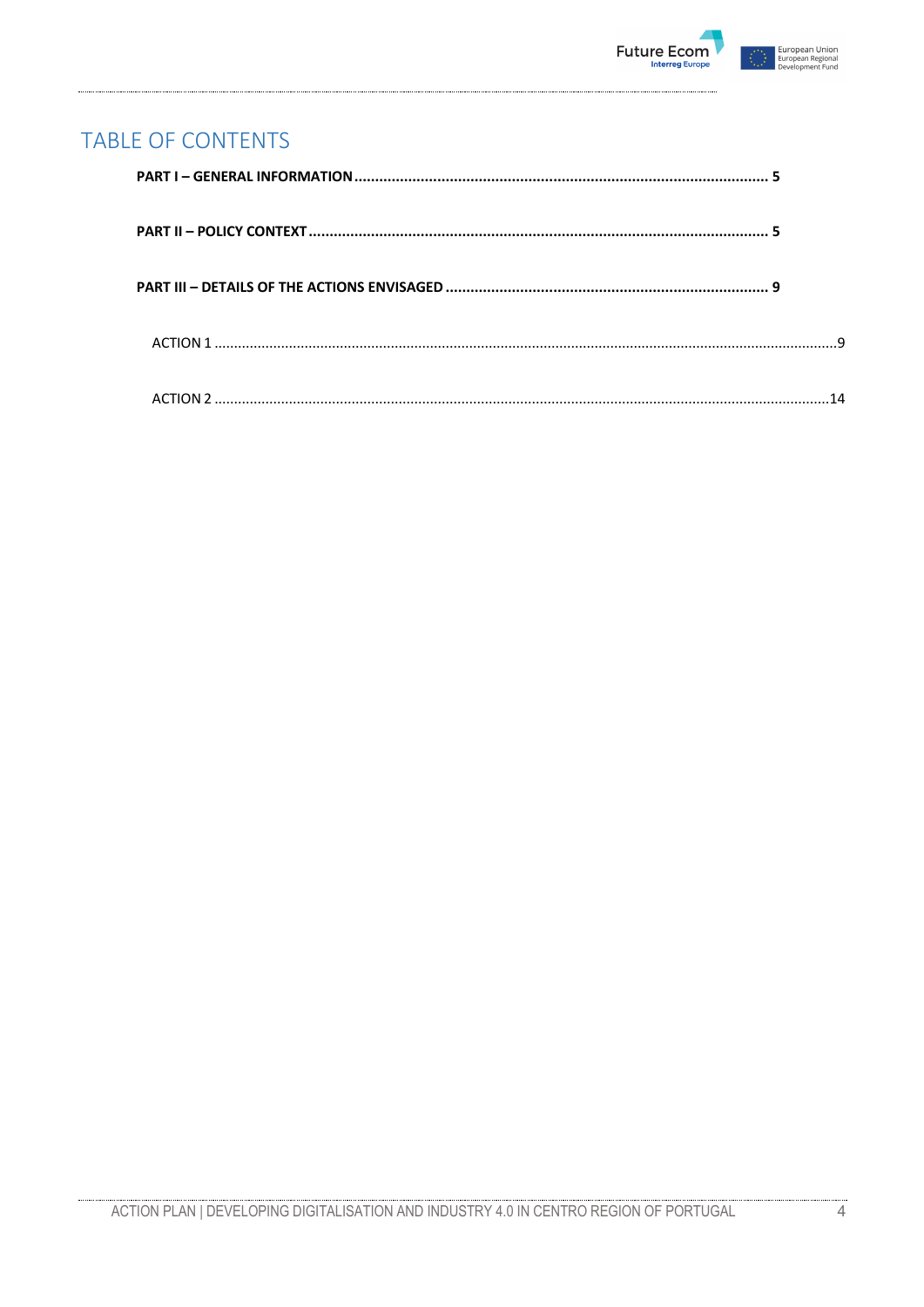# TABLE OF CONTENTS

**PART I – GENERAL INFORMATION** .................................................................................................. 5

**PART II – POLICY CONTEXT** .......................................................................................................... 5

**PART III – DETAILS OF THE ACTIONS ENVISAGED** ........................................................................... 9

ACTION 1 ................................................................................................................................................ 9

ACTION 2 .............................................................................................................................................. 14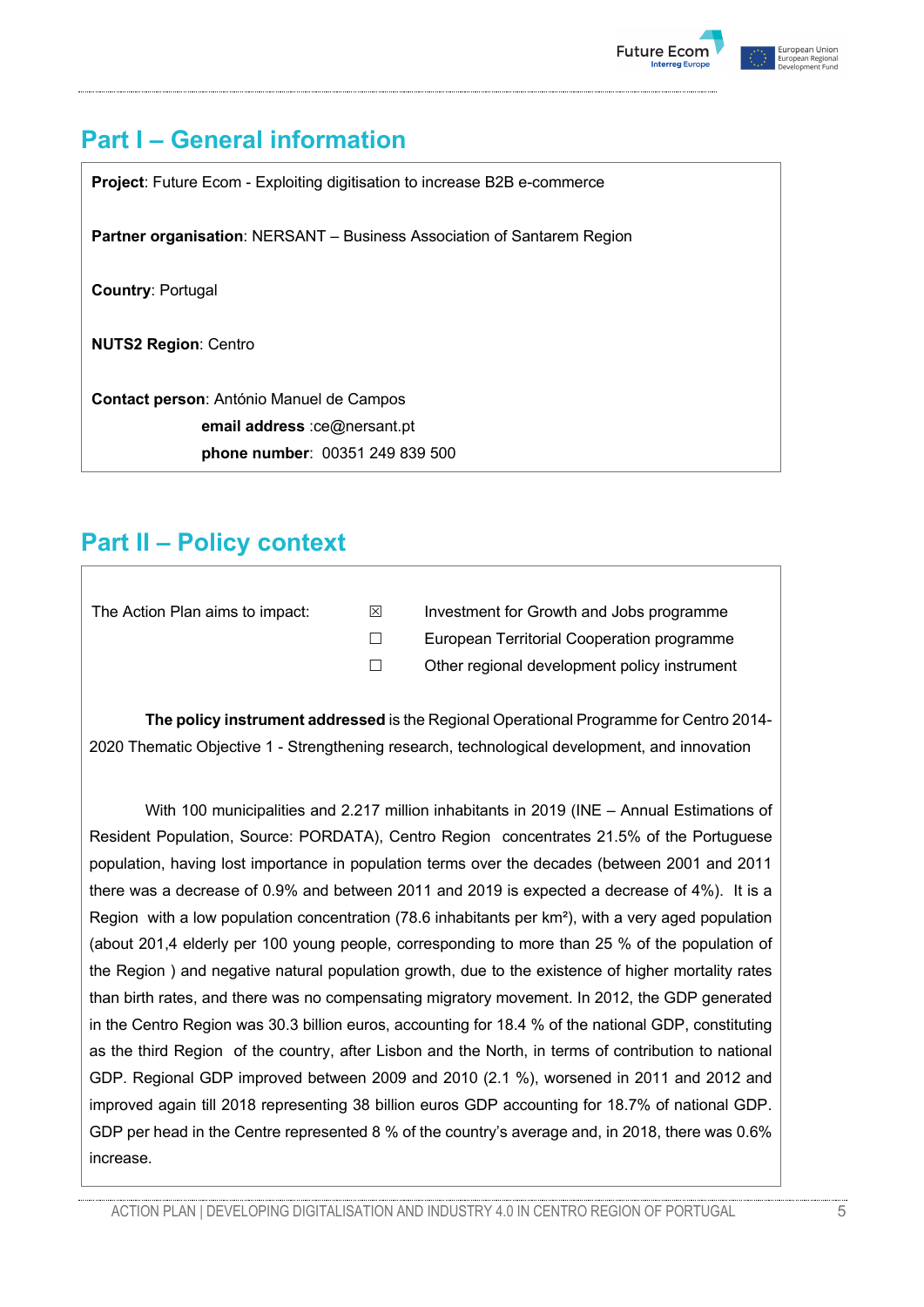## Part I – General information

**Project**: Future Ecom - Exploiting digitisation to increase B2B e-commerce

**Partner organisation**: NERSANT – Business Association of Santarem Region

**Country**: Portugal

**NUTS2 Region**: Centro

**Contact person**: António Manuel de Campos

**email address** :ce@nersant.pt

**phone number**: 00351 249 839 500

## Part II – Policy context

The Action Plan aims to impact:

- ☒ Investment for Growth and Jobs programme
- ☐ European Territorial Cooperation programme
- ☐ Other regional development policy instrument

**The policy instrument addressed** is the Regional Operational Programme for Centro 2014-2020 Thematic Objective 1 - Strengthening research, technological development, and innovation

With 100 municipalities and 2.217 million inhabitants in 2019 (INE – Annual Estimations of Resident Population, Source: PORDATA), Centro Region concentrates 21.5% of the Portuguese population, having lost importance in population terms over the decades (between 2001 and 2011 there was a decrease of 0.9% and between 2011 and 2019 is expected a decrease of 4%). It is a Region with a low population concentration (78.6 inhabitants per km²), with a very aged population (about 201,4 elderly per 100 young people, corresponding to more than 25 % of the population of the Region ) and negative natural population growth, due to the existence of higher mortality rates than birth rates, and there was no compensating migratory movement. In 2012, the GDP generated in the Centro Region was 30.3 billion euros, accounting for 18.4 % of the national GDP, constituting as the third Region of the country, after Lisbon and the North, in terms of contribution to national GDP. Regional GDP improved between 2009 and 2010 (2.1 %), worsened in 2011 and 2012 and improved again till 2018 representing 38 billion euros GDP accounting for 18.7% of national GDP. GDP per head in the Centre represented 8 % of the country's average and, in 2018, there was 0.6% increase.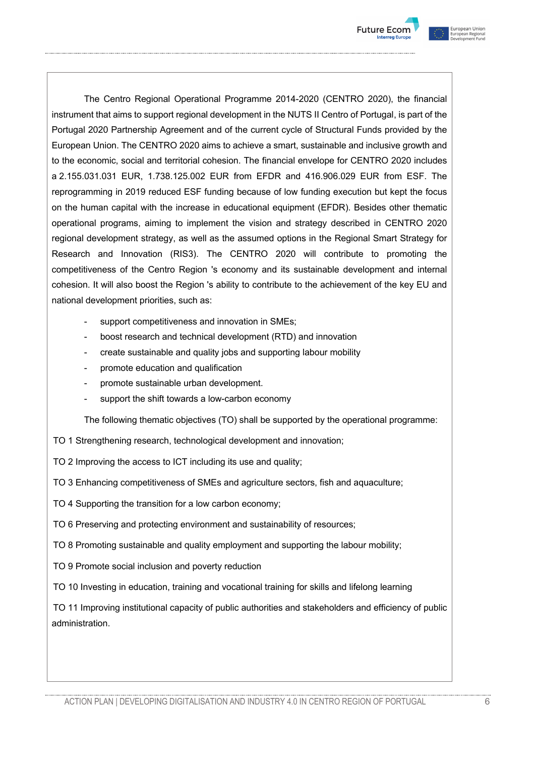The Centro Regional Operational Programme 2014-2020 (CENTRO 2020), the financial instrument that aims to support regional development in the NUTS II Centro of Portugal, is part of the Portugal 2020 Partnership Agreement and of the current cycle of Structural Funds provided by the European Union. The CENTRO 2020 aims to achieve a smart, sustainable and inclusive growth and to the economic, social and territorial cohesion. The financial envelope for CENTRO 2020 includes a 2.155.031.031 EUR, 1.738.125.002 EUR from EFDR and 416.906.029 EUR from ESF. The reprogramming in 2019 reduced ESF funding because of low funding execution but kept the focus on the human capital with the increase in educational equipment (EFDR). Besides other thematic operational programs, aiming to implement the vision and strategy described in CENTRO 2020 regional development strategy, as well as the assumed options in the Regional Smart Strategy for Research and Innovation (RIS3). The CENTRO 2020 will contribute to promoting the competitiveness of the Centro Region 's economy and its sustainable development and internal cohesion. It will also boost the Region 's ability to contribute to the achievement of the key EU and national development priorities, such as:

- support competitiveness and innovation in SMEs;
- boost research and technical development (RTD) and innovation
- create sustainable and quality jobs and supporting labour mobility
- promote education and qualification
- promote sustainable urban development.
- support the shift towards a low-carbon economy

The following thematic objectives (TO) shall be supported by the operational programme:

TO 1 Strengthening research, technological development and innovation;

TO 2 Improving the access to ICT including its use and quality;

TO 3 Enhancing competitiveness of SMEs and agriculture sectors, fish and aquaculture;

TO 4 Supporting the transition for a low carbon economy;

TO 6 Preserving and protecting environment and sustainability of resources;

TO 8 Promoting sustainable and quality employment and supporting the labour mobility;

TO 9 Promote social inclusion and poverty reduction

TO 10 Investing in education, training and vocational training for skills and lifelong learning

TO 11 Improving institutional capacity of public authorities and stakeholders and efficiency of public administration.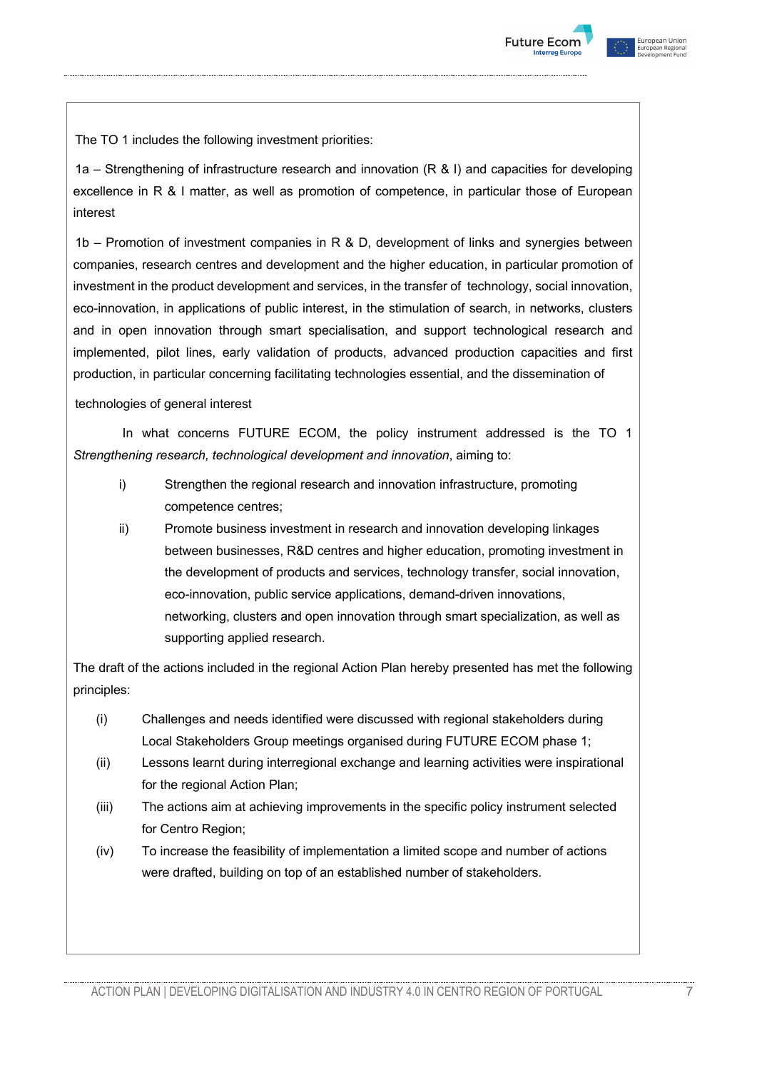The TO 1 includes the following investment priorities:

1a – Strengthening of infrastructure research and innovation (R & I) and capacities for developing excellence in R & I matter, as well as promotion of competence, in particular those of European interest

1b – Promotion of investment companies in R & D, development of links and synergies between companies, research centres and development and the higher education, in particular promotion of investment in the product development and services, in the transfer of technology, social innovation, eco-innovation, in applications of public interest, in the stimulation of search, in networks, clusters and in open innovation through smart specialisation, and support technological research and implemented, pilot lines, early validation of products, advanced production capacities and first production, in particular concerning facilitating technologies essential, and the dissemination of

technologies of general interest

In what concerns FUTURE ECOM, the policy instrument addressed is the TO 1 *Strengthening research, technological development and innovation*, aiming to:

i) Strengthen the regional research and innovation infrastructure, promoting competence centres;

ii) Promote business investment in research and innovation developing linkages between businesses, R&D centres and higher education, promoting investment in the development of products and services, technology transfer, social innovation, eco-innovation, public service applications, demand-driven innovations, networking, clusters and open innovation through smart specialization, as well as supporting applied research.

The draft of the actions included in the regional Action Plan hereby presented has met the following principles:

(i) Challenges and needs identified were discussed with regional stakeholders during Local Stakeholders Group meetings organised during FUTURE ECOM phase 1;

(ii) Lessons learnt during interregional exchange and learning activities were inspirational for the regional Action Plan;

(iii) The actions aim at achieving improvements in the specific policy instrument selected for Centro Region;

(iv) To increase the feasibility of implementation a limited scope and number of actions were drafted, building on top of an established number of stakeholders.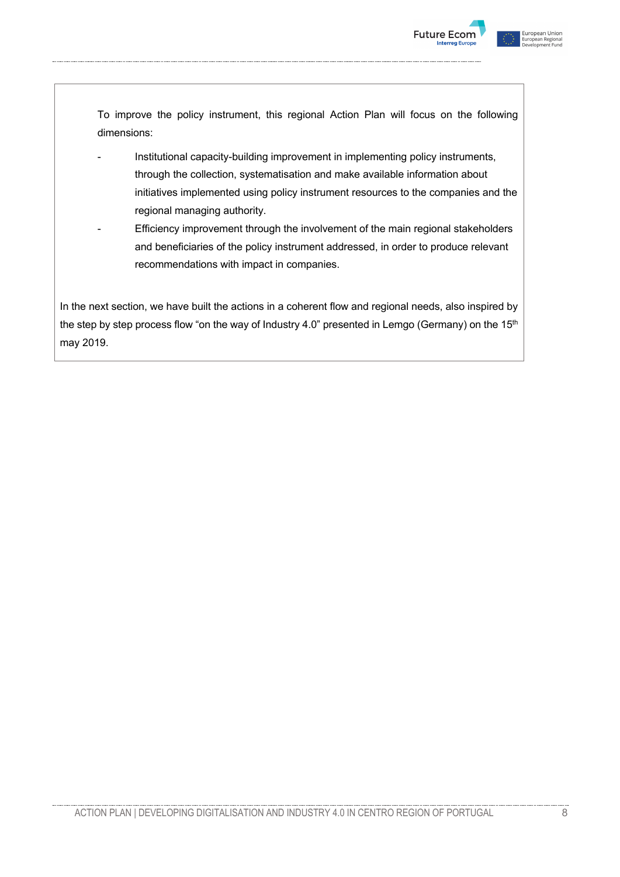To improve the policy instrument, this regional Action Plan will focus on the following dimensions:

- Institutional capacity-building improvement in implementing policy instruments, through the collection, systematisation and make available information about initiatives implemented using policy instrument resources to the companies and the regional managing authority.
- Efficiency improvement through the involvement of the main regional stakeholders and beneficiaries of the policy instrument addressed, in order to produce relevant recommendations with impact in companies.

In the next section, we have built the actions in a coherent flow and regional needs, also inspired by the step by step process flow “on the way of Industry 4.0” presented in Lemgo (Germany) on the 15th may 2019.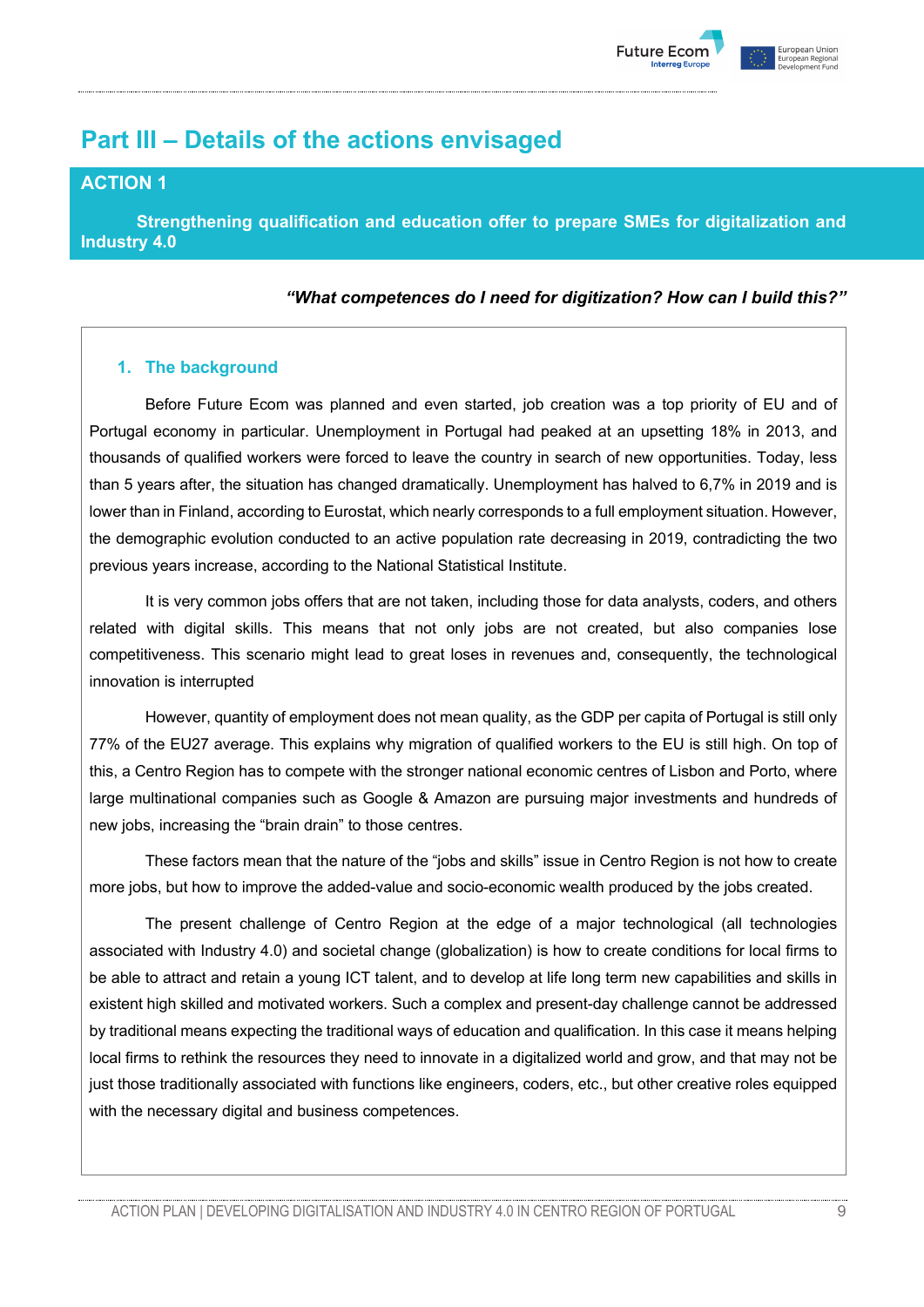# Part III – Details of the actions envisaged

## ACTION 1

**Strengthening qualification and education offer to prepare SMEs for digitalization and Industry 4.0**

***"What competences do I need for digitization? How can I build this?"***

### 1. The background

Before Future Ecom was planned and even started, job creation was a top priority of EU and of Portugal economy in particular. Unemployment in Portugal had peaked at an upsetting 18% in 2013, and thousands of qualified workers were forced to leave the country in search of new opportunities. Today, less than 5 years after, the situation has changed dramatically. Unemployment has halved to 6,7% in 2019 and is lower than in Finland, according to Eurostat, which nearly corresponds to a full employment situation. However, the demographic evolution conducted to an active population rate decreasing in 2019, contradicting the two previous years increase, according to the National Statistical Institute.

It is very common jobs offers that are not taken, including those for data analysts, coders, and others related with digital skills. This means that not only jobs are not created, but also companies lose competitiveness. This scenario might lead to great loses in revenues and, consequently, the technological innovation is interrupted

However, quantity of employment does not mean quality, as the GDP per capita of Portugal is still only 77% of the EU27 average. This explains why migration of qualified workers to the EU is still high. On top of this, a Centro Region has to compete with the stronger national economic centres of Lisbon and Porto, where large multinational companies such as Google & Amazon are pursuing major investments and hundreds of new jobs, increasing the "brain drain" to those centres.

These factors mean that the nature of the "jobs and skills" issue in Centro Region is not how to create more jobs, but how to improve the added-value and socio-economic wealth produced by the jobs created.

The present challenge of Centro Region at the edge of a major technological (all technologies associated with Industry 4.0) and societal change (globalization) is how to create conditions for local firms to be able to attract and retain a young ICT talent, and to develop at life long term new capabilities and skills in existent high skilled and motivated workers. Such a complex and present-day challenge cannot be addressed by traditional means expecting the traditional ways of education and qualification. In this case it means helping local firms to rethink the resources they need to innovate in a digitalized world and grow, and that may not be just those traditionally associated with functions like engineers, coders, etc., but other creative roles equipped with the necessary digital and business competences.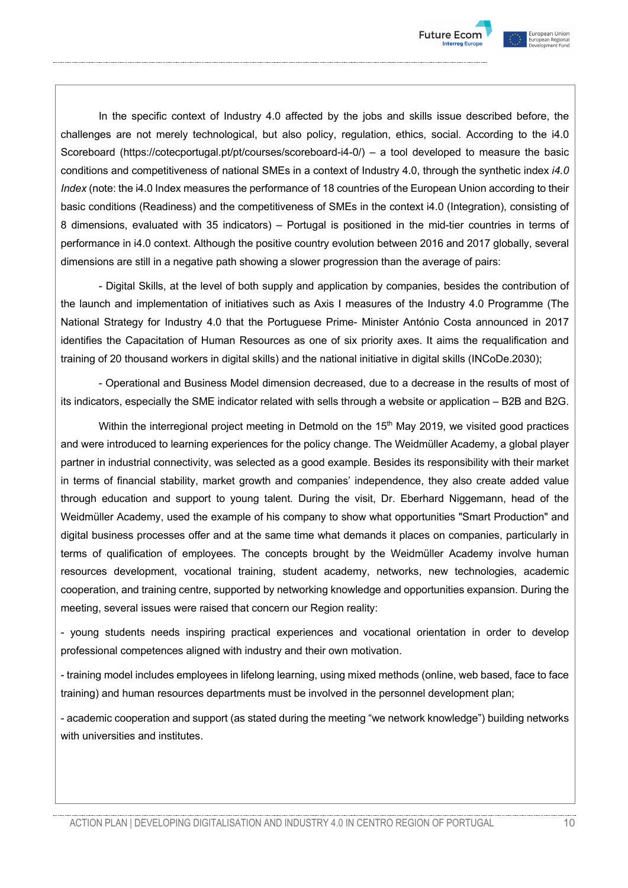In the specific context of Industry 4.0 affected by the jobs and skills issue described before, the challenges are not merely technological, but also policy, regulation, ethics, social. According to the i4.0 Scoreboard (https://cotecportugal.pt/pt/courses/scoreboard-i4-0/) – a tool developed to measure the basic conditions and competitiveness of national SMEs in a context of Industry 4.0, through the synthetic index *i4.0 Index* (note: the i4.0 Index measures the performance of 18 countries of the European Union according to their basic conditions (Readiness) and the competitiveness of SMEs in the context i4.0 (Integration), consisting of 8 dimensions, evaluated with 35 indicators) – Portugal is positioned in the mid-tier countries in terms of performance in i4.0 context. Although the positive country evolution between 2016 and 2017 globally, several dimensions are still in a negative path showing a slower progression than the average of pairs:

- Digital Skills, at the level of both supply and application by companies, besides the contribution of the launch and implementation of initiatives such as Axis I measures of the Industry 4.0 Programme (The National Strategy for Industry 4.0 that the Portuguese Prime- Minister António Costa announced in 2017 identifies the Capacitation of Human Resources as one of six priority axes. It aims the requalification and training of 20 thousand workers in digital skills) and the national initiative in digital skills (INCoDe.2030);

- Operational and Business Model dimension decreased, due to a decrease in the results of most of its indicators, especially the SME indicator related with sells through a website or application – B2B and B2G.

Within the interregional project meeting in Detmold on the 15th May 2019, we visited good practices and were introduced to learning experiences for the policy change. The Weidmüller Academy, a global player partner in industrial connectivity, was selected as a good example. Besides its responsibility with their market in terms of financial stability, market growth and companies' independence, they also create added value through education and support to young talent. During the visit, Dr. Eberhard Niggemann, head of the Weidmüller Academy, used the example of his company to show what opportunities "Smart Production" and digital business processes offer and at the same time what demands it places on companies, particularly in terms of qualification of employees. The concepts brought by the Weidmüller Academy involve human resources development, vocational training, student academy, networks, new technologies, academic cooperation, and training centre, supported by networking knowledge and opportunities expansion. During the meeting, several issues were raised that concern our Region reality:

- young students needs inspiring practical experiences and vocational orientation in order to develop professional competences aligned with industry and their own motivation.

- training model includes employees in lifelong learning, using mixed methods (online, web based, face to face training) and human resources departments must be involved in the personnel development plan;

- academic cooperation and support (as stated during the meeting "we network knowledge") building networks with universities and institutes.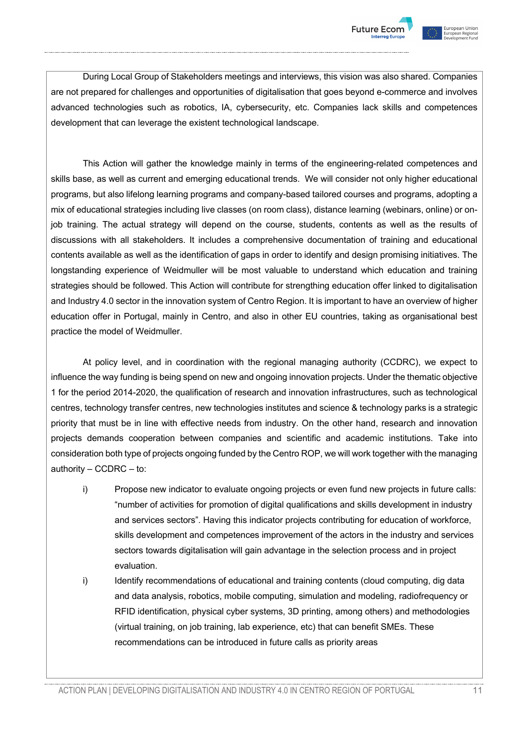During Local Group of Stakeholders meetings and interviews, this vision was also shared. Companies are not prepared for challenges and opportunities of digitalisation that goes beyond e-commerce and involves advanced technologies such as robotics, IA, cybersecurity, etc. Companies lack skills and competences development that can leverage the existent technological landscape.

This Action will gather the knowledge mainly in terms of the engineering-related competences and skills base, as well as current and emerging educational trends. We will consider not only higher educational programs, but also lifelong learning programs and company-based tailored courses and programs, adopting a mix of educational strategies including live classes (on room class), distance learning (webinars, online) or on-job training. The actual strategy will depend on the course, students, contents as well as the results of discussions with all stakeholders. It includes a comprehensive documentation of training and educational contents available as well as the identification of gaps in order to identify and design promising initiatives. The longstanding experience of Weidmuller will be most valuable to understand which education and training strategies should be followed. This Action will contribute for strengthing education offer linked to digitalisation and Industry 4.0 sector in the innovation system of Centro Region. It is important to have an overview of higher education offer in Portugal, mainly in Centro, and also in other EU countries, taking as organisational best practice the model of Weidmuller.

At policy level, and in coordination with the regional managing authority (CCDRC), we expect to influence the way funding is being spend on new and ongoing innovation projects. Under the thematic objective 1 for the period 2014-2020, the qualification of research and innovation infrastructures, such as technological centres, technology transfer centres, new technologies institutes and science & technology parks is a strategic priority that must be in line with effective needs from industry. On the other hand, research and innovation projects demands cooperation between companies and scientific and academic institutions. Take into consideration both type of projects ongoing funded by the Centro ROP, we will work together with the managing authority – CCDRC – to:

i) Propose new indicator to evaluate ongoing projects or even fund new projects in future calls: "number of activities for promotion of digital qualifications and skills development in industry and services sectors". Having this indicator projects contributing for education of workforce, skills development and competences improvement of the actors in the industry and services sectors towards digitalisation will gain advantage in the selection process and in project evaluation.

i) Identify recommendations of educational and training contents (cloud computing, dig data and data analysis, robotics, mobile computing, simulation and modeling, radiofrequency or RFID identification, physical cyber systems, 3D printing, among others) and methodologies (virtual training, on job training, lab experience, etc) that can benefit SMEs. These recommendations can be introduced in future calls as priority areas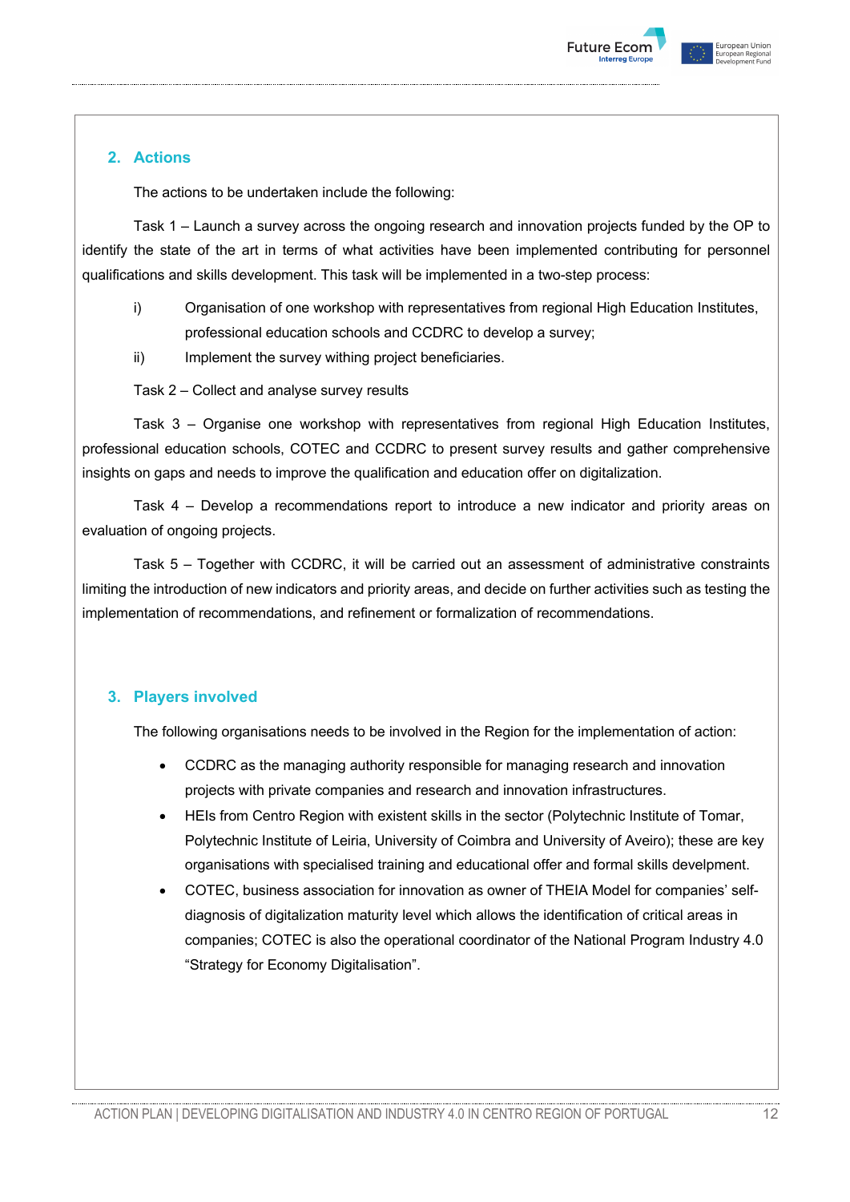## 2. Actions

The actions to be undertaken include the following:

Task 1 – Launch a survey across the ongoing research and innovation projects funded by the OP to identify the state of the art in terms of what activities have been implemented contributing for personnel qualifications and skills development. This task will be implemented in a two-step process:

i) Organisation of one workshop with representatives from regional High Education Institutes, professional education schools and CCDRC to develop a survey;

ii) Implement the survey withing project beneficiaries.

Task 2 – Collect and analyse survey results

Task 3 – Organise one workshop with representatives from regional High Education Institutes, professional education schools, COTEC and CCDRC to present survey results and gather comprehensive insights on gaps and needs to improve the qualification and education offer on digitalization.

Task 4 – Develop a recommendations report to introduce a new indicator and priority areas on evaluation of ongoing projects.

Task 5 – Together with CCDRC, it will be carried out an assessment of administrative constraints limiting the introduction of new indicators and priority areas, and decide on further activities such as testing the implementation of recommendations, and refinement or formalization of recommendations.

## 3. Players involved

The following organisations needs to be involved in the Region for the implementation of action:

- CCDRC as the managing authority responsible for managing research and innovation projects with private companies and research and innovation infrastructures.
- HEIs from Centro Region with existent skills in the sector (Polytechnic Institute of Tomar, Polytechnic Institute of Leiria, University of Coimbra and University of Aveiro); these are key organisations with specialised training and educational offer and formal skills develpment.
- COTEC, business association for innovation as owner of THEIA Model for companies' self-diagnosis of digitalization maturity level which allows the identification of critical areas in companies; COTEC is also the operational coordinator of the National Program Industry 4.0 "Strategy for Economy Digitalisation".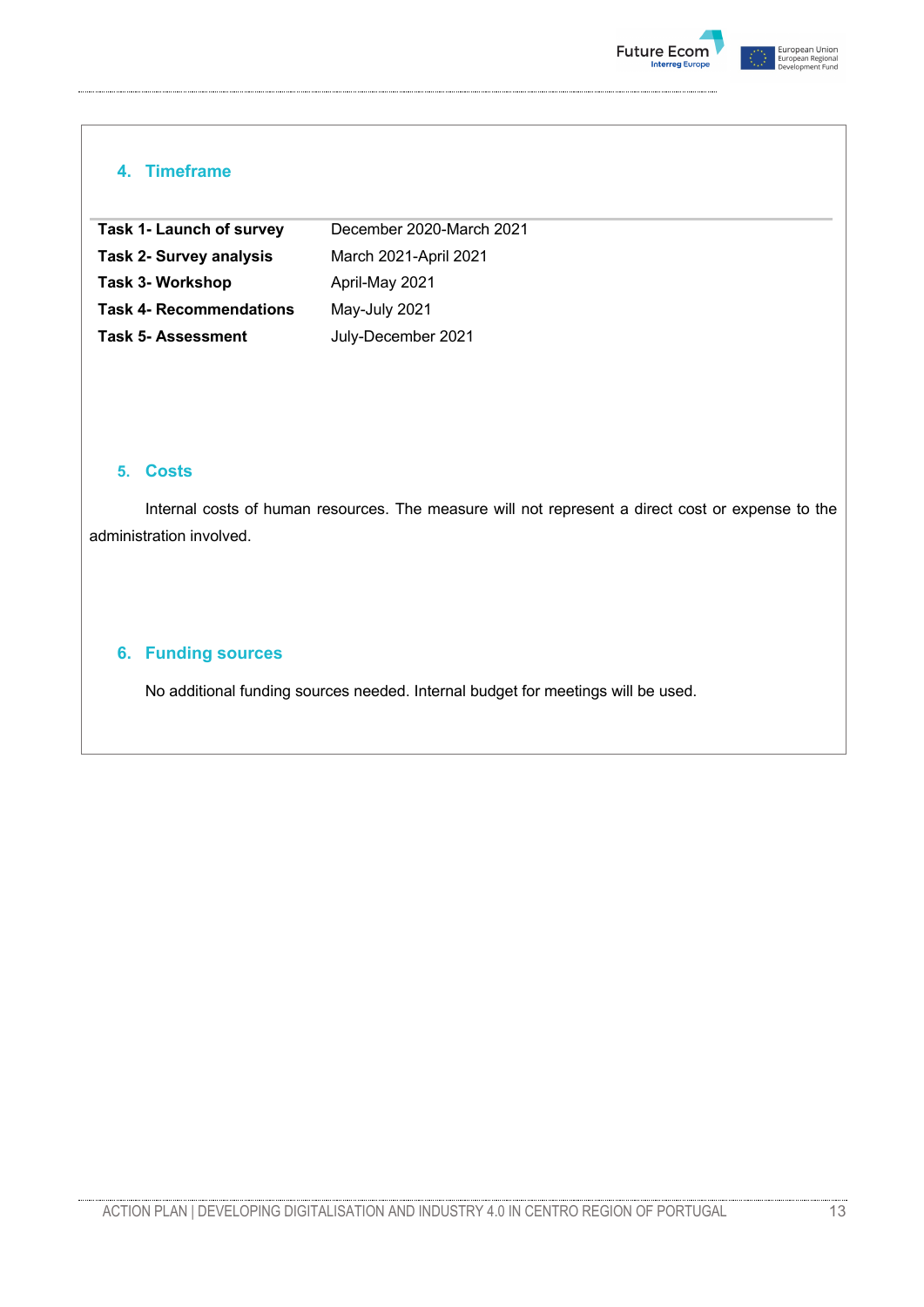## 4. Timeframe

| | |
|---|---|
| **Task 1- Launch of survey** | December 2020-March 2021 |
| **Task 2- Survey analysis** | March 2021-April 2021 |
| **Task 3- Workshop** | April-May 2021 |
| **Task 4- Recommendations** | May-July 2021 |
| **Task 5- Assessment** | July-December 2021 |

## 5. Costs

Internal costs of human resources. The measure will not represent a direct cost or expense to the administration involved.

## 6. Funding sources

No additional funding sources needed. Internal budget for meetings will be used.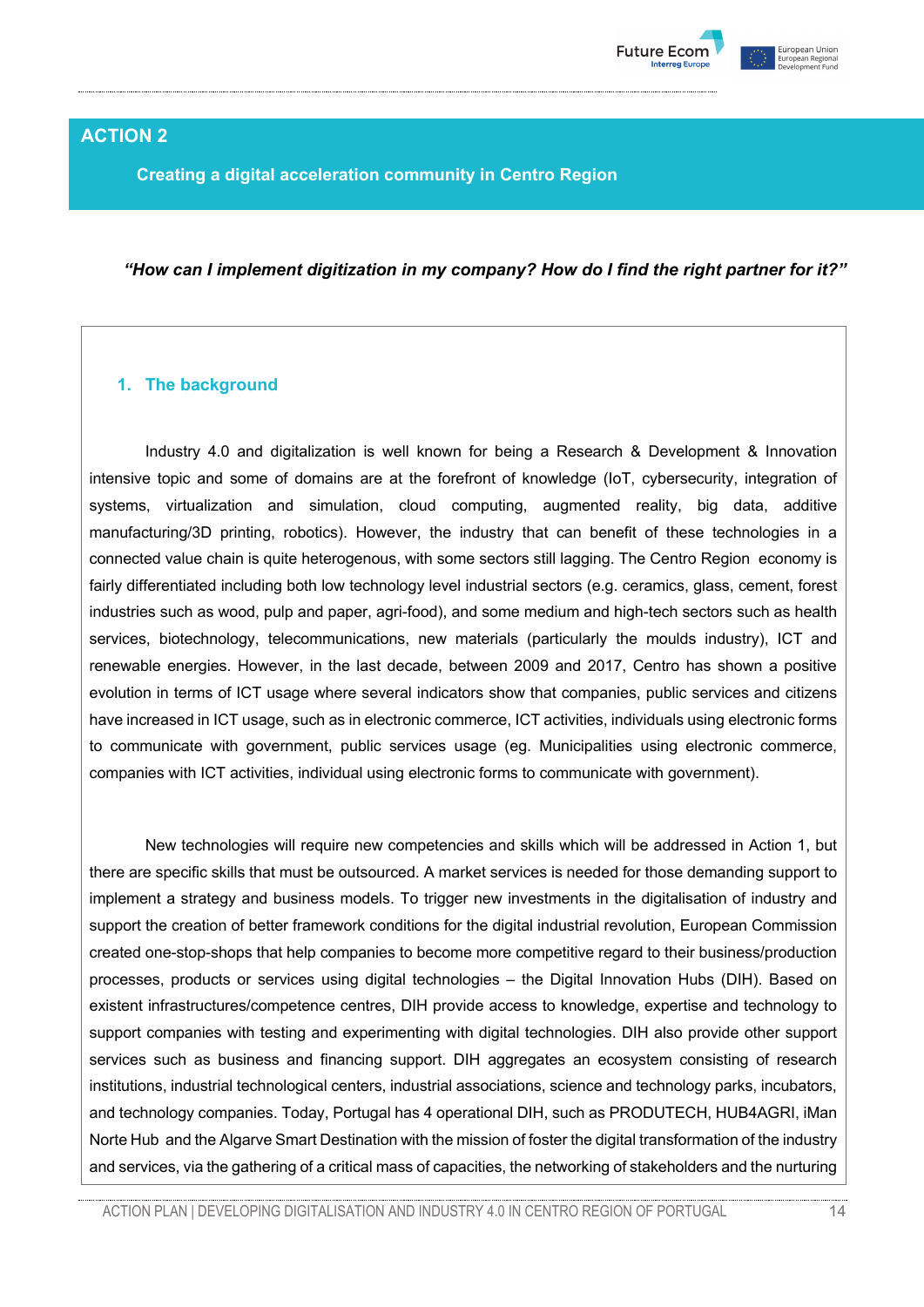## ACTION 2

**Creating a digital acceleration community in Centro Region**

***"How can I implement digitization in my company? How do I find the right partner for it?"***

### 1. The background

Industry 4.0 and digitalization is well known for being a Research & Development & Innovation intensive topic and some of domains are at the forefront of knowledge (IoT, cybersecurity, integration of systems, virtualization and simulation, cloud computing, augmented reality, big data, additive manufacturing/3D printing, robotics). However, the industry that can benefit of these technologies in a connected value chain is quite heterogenous, with some sectors still lagging. The Centro Region economy is fairly differentiated including both low technology level industrial sectors (e.g. ceramics, glass, cement, forest industries such as wood, pulp and paper, agri-food), and some medium and high-tech sectors such as health services, biotechnology, telecommunications, new materials (particularly the moulds industry), ICT and renewable energies. However, in the last decade, between 2009 and 2017, Centro has shown a positive evolution in terms of ICT usage where several indicators show that companies, public services and citizens have increased in ICT usage, such as in electronic commerce, ICT activities, individuals using electronic forms to communicate with government, public services usage (eg. Municipalities using electronic commerce, companies with ICT activities, individual using electronic forms to communicate with government).

New technologies will require new competencies and skills which will be addressed in Action 1, but there are specific skills that must be outsourced. A market services is needed for those demanding support to implement a strategy and business models. To trigger new investments in the digitalisation of industry and support the creation of better framework conditions for the digital industrial revolution, European Commission created one-stop-shops that help companies to become more competitive regard to their business/production processes, products or services using digital technologies – the Digital Innovation Hubs (DIH). Based on existent infrastructures/competence centres, DIH provide access to knowledge, expertise and technology to support companies with testing and experimenting with digital technologies. DIH also provide other support services such as business and financing support. DIH aggregates an ecosystem consisting of research institutions, industrial technological centers, industrial associations, science and technology parks, incubators, and technology companies. Today, Portugal has 4 operational DIH, such as PRODUTECH, HUB4AGRI, iMan Norte Hub and the Algarve Smart Destination with the mission of foster the digital transformation of the industry and services, via the gathering of a critical mass of capacities, the networking of stakeholders and the nurturing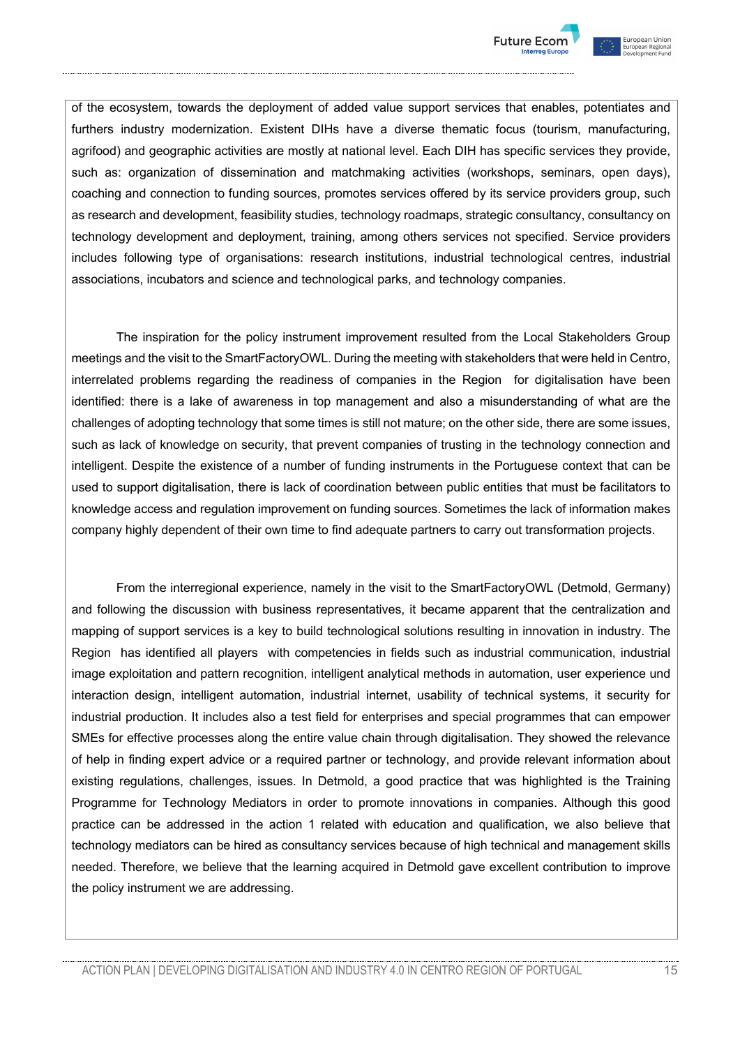of the ecosystem, towards the deployment of added value support services that enables, potentiates and furthers industry modernization. Existent DIHs have a diverse thematic focus (tourism, manufacturing, agrifood) and geographic activities are mostly at national level. Each DIH has specific services they provide, such as: organization of dissemination and matchmaking activities (workshops, seminars, open days), coaching and connection to funding sources, promotes services offered by its service providers group, such as research and development, feasibility studies, technology roadmaps, strategic consultancy, consultancy on technology development and deployment, training, among others services not specified. Service providers includes following type of organisations: research institutions, industrial technological centres, industrial associations, incubators and science and technological parks, and technology companies.

The inspiration for the policy instrument improvement resulted from the Local Stakeholders Group meetings and the visit to the SmartFactoryOWL. During the meeting with stakeholders that were held in Centro, interrelated problems regarding the readiness of companies in the Region for digitalisation have been identified: there is a lake of awareness in top management and also a misunderstanding of what are the challenges of adopting technology that some times is still not mature; on the other side, there are some issues, such as lack of knowledge on security, that prevent companies of trusting in the technology connection and intelligent. Despite the existence of a number of funding instruments in the Portuguese context that can be used to support digitalisation, there is lack of coordination between public entities that must be facilitators to knowledge access and regulation improvement on funding sources. Sometimes the lack of information makes company highly dependent of their own time to find adequate partners to carry out transformation projects.

From the interregional experience, namely in the visit to the SmartFactoryOWL (Detmold, Germany) and following the discussion with business representatives, it became apparent that the centralization and mapping of support services is a key to build technological solutions resulting in innovation in industry. The Region has identified all players with competencies in fields such as industrial communication, industrial image exploitation and pattern recognition, intelligent analytical methods in automation, user experience und interaction design, intelligent automation, industrial internet, usability of technical systems, it security for industrial production. It includes also a test field for enterprises and special programmes that can empower SMEs for effective processes along the entire value chain through digitalisation. They showed the relevance of help in finding expert advice or a required partner or technology, and provide relevant information about existing regulations, challenges, issues. In Detmold, a good practice that was highlighted is the Training Programme for Technology Mediators in order to promote innovations in companies. Although this good practice can be addressed in the action 1 related with education and qualification, we also believe that technology mediators can be hired as consultancy services because of high technical and management skills needed. Therefore, we believe that the learning acquired in Detmold gave excellent contribution to improve the policy instrument we are addressing.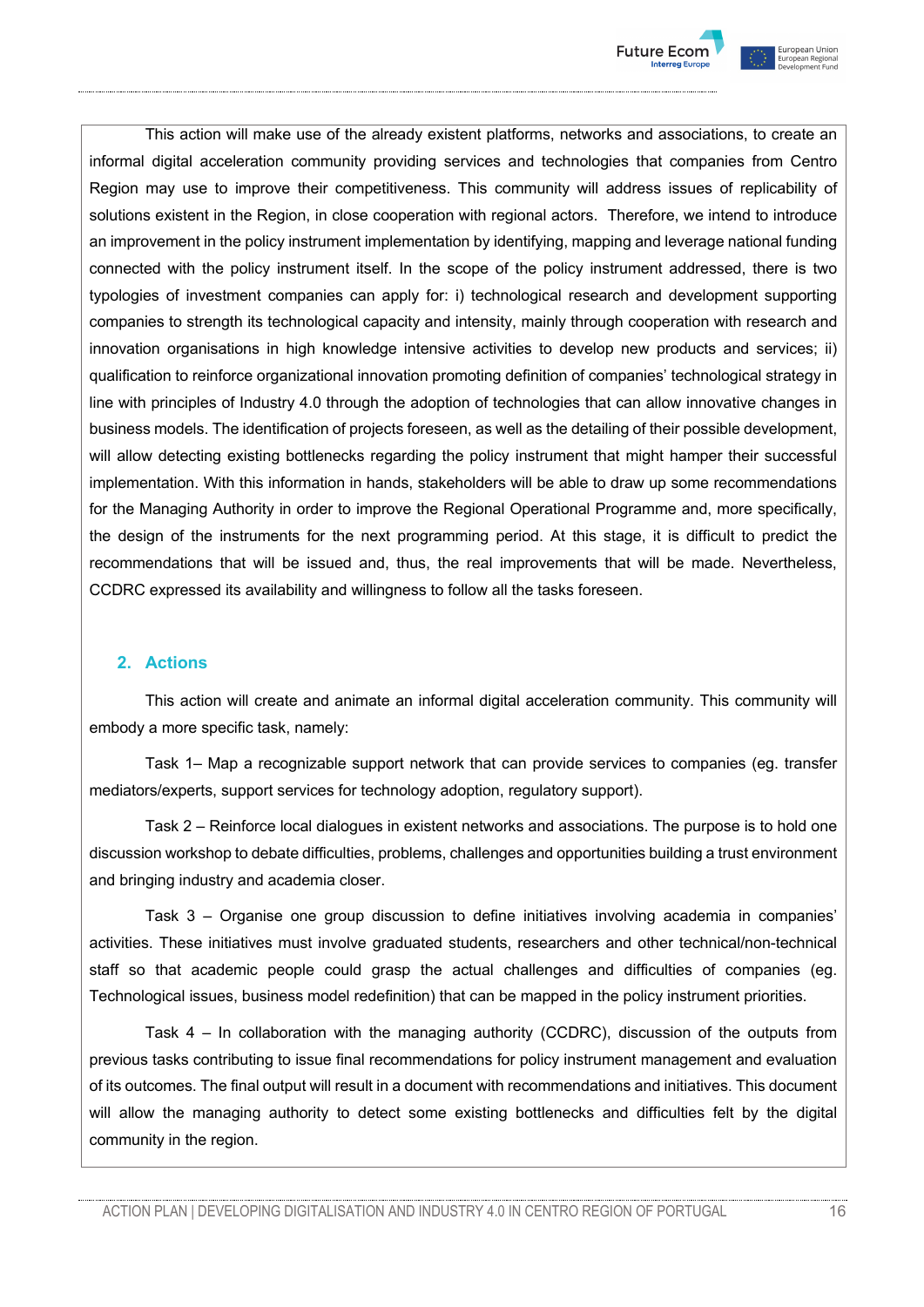This action will make use of the already existent platforms, networks and associations, to create an informal digital acceleration community providing services and technologies that companies from Centro Region may use to improve their competitiveness. This community will address issues of replicability of solutions existent in the Region, in close cooperation with regional actors. Therefore, we intend to introduce an improvement in the policy instrument implementation by identifying, mapping and leverage national funding connected with the policy instrument itself. In the scope of the policy instrument addressed, there is two typologies of investment companies can apply for: i) technological research and development supporting companies to strength its technological capacity and intensity, mainly through cooperation with research and innovation organisations in high knowledge intensive activities to develop new products and services; ii) qualification to reinforce organizational innovation promoting definition of companies' technological strategy in line with principles of Industry 4.0 through the adoption of technologies that can allow innovative changes in business models. The identification of projects foreseen, as well as the detailing of their possible development, will allow detecting existing bottlenecks regarding the policy instrument that might hamper their successful implementation. With this information in hands, stakeholders will be able to draw up some recommendations for the Managing Authority in order to improve the Regional Operational Programme and, more specifically, the design of the instruments for the next programming period. At this stage, it is difficult to predict the recommendations that will be issued and, thus, the real improvements that will be made. Nevertheless, CCDRC expressed its availability and willingness to follow all the tasks foreseen.

## 2. Actions

This action will create and animate an informal digital acceleration community. This community will embody a more specific task, namely:

Task 1– Map a recognizable support network that can provide services to companies (eg. transfer mediators/experts, support services for technology adoption, regulatory support).

Task 2 – Reinforce local dialogues in existent networks and associations. The purpose is to hold one discussion workshop to debate difficulties, problems, challenges and opportunities building a trust environment and bringing industry and academia closer.

Task 3 – Organise one group discussion to define initiatives involving academia in companies' activities. These initiatives must involve graduated students, researchers and other technical/non-technical staff so that academic people could grasp the actual challenges and difficulties of companies (eg. Technological issues, business model redefinition) that can be mapped in the policy instrument priorities.

Task 4 – In collaboration with the managing authority (CCDRC), discussion of the outputs from previous tasks contributing to issue final recommendations for policy instrument management and evaluation of its outcomes. The final output will result in a document with recommendations and initiatives. This document will allow the managing authority to detect some existing bottlenecks and difficulties felt by the digital community in the region.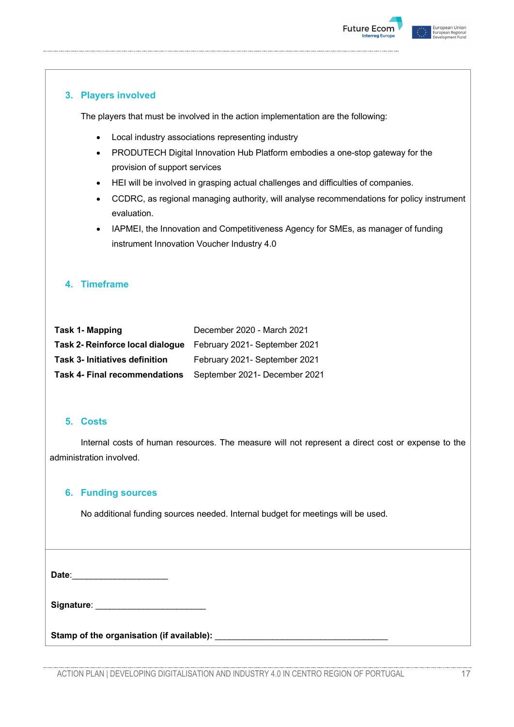## 3. Players involved

The players that must be involved in the action implementation are the following:

- Local industry associations representing industry
- PRODUTECH Digital Innovation Hub Platform embodies a one-stop gateway for the provision of support services
- HEI will be involved in grasping actual challenges and difficulties of companies.
- CCDRC, as regional managing authority, will analyse recommendations for policy instrument evaluation.
- IAPMEI, the Innovation and Competitiveness Agency for SMEs, as manager of funding instrument Innovation Voucher Industry 4.0

## 4. Timeframe

| | |
|---|---|
| **Task 1- Mapping** | December 2020 - March 2021 |
| **Task 2- Reinforce local dialogue** | February 2021- September 2021 |
| **Task 3- Initiatives definition** | February 2021- September 2021 |
| **Task 4- Final recommendations** | September 2021- December 2021 |

## 5. Costs

Internal costs of human resources. The measure will not represent a direct cost or expense to the administration involved.

## 6. Funding sources

No additional funding sources needed. Internal budget for meetings will be used.

**Date**:____________________

**Signature**: _______________________

**Stamp of the organisation (if available):** ____________________________________